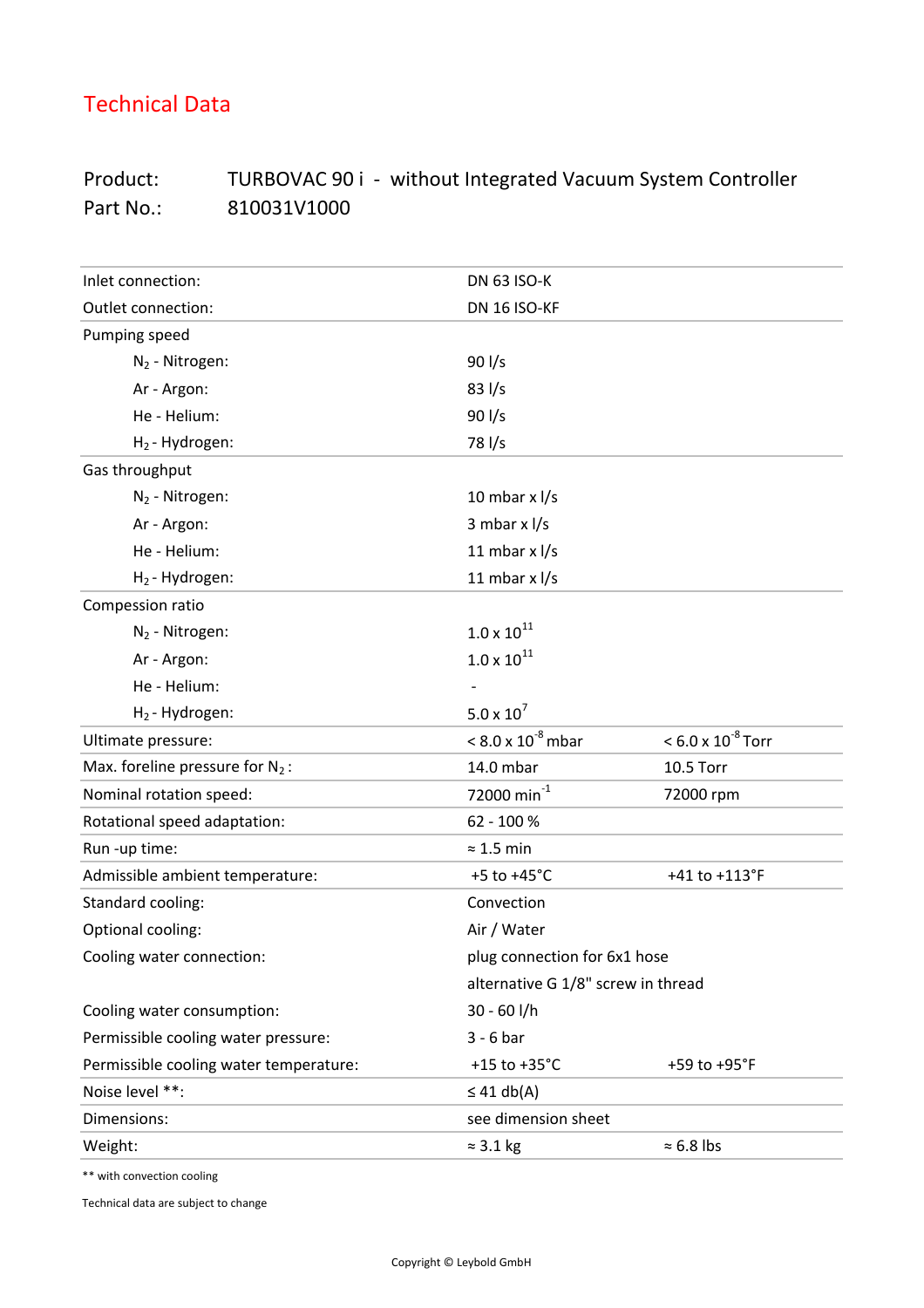# Technical Data

Product: TURBOVAC 90 i - without Integrated Vacuum System Controller
Part No.: 810031V1000

| | | |
|---|---|---|
| Inlet connection: | DN 63 ISO-K | |
| Outlet connection: | DN 16 ISO-KF | |
| Pumping speed | | |
| $N_2$ - Nitrogen: | 90 l/s | |
| Ar - Argon: | 83 l/s | |
| He - Helium: | 90 l/s | |
| $H_2$ - Hydrogen: | 78 l/s | |
| Gas throughput | | |
| $N_2$ - Nitrogen: | 10 mbar x l/s | |
| Ar - Argon: | 3 mbar x l/s | |
| He - Helium: | 11 mbar x l/s | |
| $H_2$ - Hydrogen: | 11 mbar x l/s | |
| Compession ratio | | |
| $N_2$ - Nitrogen: | $1.0 \times 10^{11}$ | |
| Ar - Argon: | $1.0 \times 10^{11}$ | |
| He - Helium: | - | |
| $H_2$ - Hydrogen: | $5.0 \times 10^{7}$ | |
| Ultimate pressure: | $< 8.0 \times 10^{-8}$ mbar | $< 6.0 \times 10^{-8}$ Torr |
| Max. foreline pressure for $N_2$: | 14.0 mbar | 10.5 Torr |
| Nominal rotation speed: | 72000 $min^{-1}$ | 72000 rpm |
| Rotational speed adaptation: | 62 - 100 % | |
| Run -up time: | ≈ 1.5 min | |
| Admissible ambient temperature: | +5 to +45°C | +41 to +113°F |
| Standard cooling: | Convection | |
| Optional cooling: | Air / Water | |
| Cooling water connection: | plug connection for 6x1 hose | |
| | alternative G 1/8" screw in thread | |
| Cooling water consumption: | 30 - 60 l/h | |
| Permissible cooling water pressure: | 3 - 6 bar | |
| Permissible cooling water temperature: | +15 to +35°C | +59 to +95°F |
| Noise level **: | ≤ 41 db(A) | |
| Dimensions: | see dimension sheet | |
| Weight: | ≈ 3.1 kg | ≈ 6.8 lbs |

** with convection cooling

Technical data are subject to change

Copyright © Leybold GmbH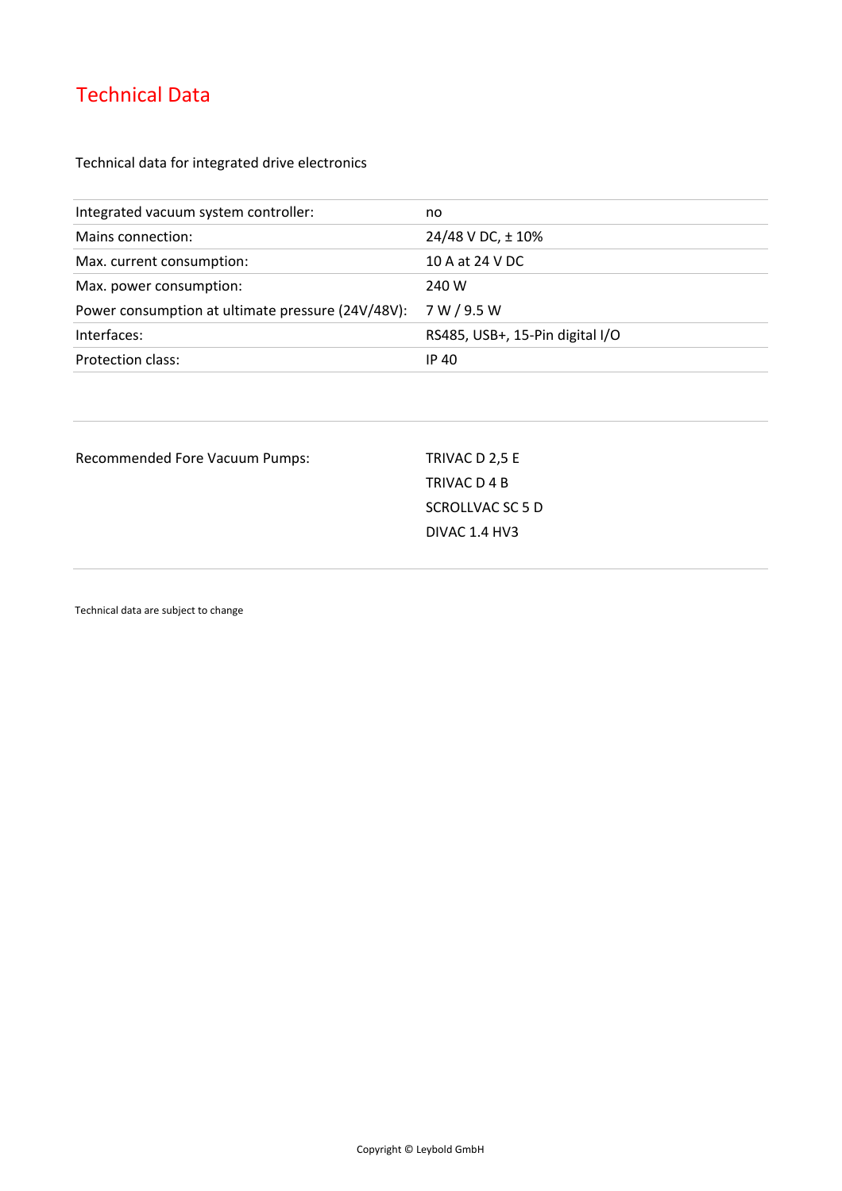# Technical Data

Technical data for integrated drive electronics

| | |
|---|---|
| Integrated vacuum system controller: | no |
| Mains connection: | 24/48 V DC, ± 10% |
| Max. current consumption: | 10 A at 24 V DC |
| Max. power consumption: | 240 W |
| Power consumption at ultimate pressure (24V/48V): | 7 W / 9.5 W |
| Interfaces: | RS485, USB+, 15-Pin digital I/O |
| Protection class: | IP 40 |

| | |
|---|---|
| Recommended Fore Vacuum Pumps: | TRIVAC D 2,5 E |
| | TRIVAC D 4 B |
| | SCROLLVAC SC 5 D |
| | DIVAC 1.4 HV3 |

Technical data are subject to change

Copyright © Leybold GmbH